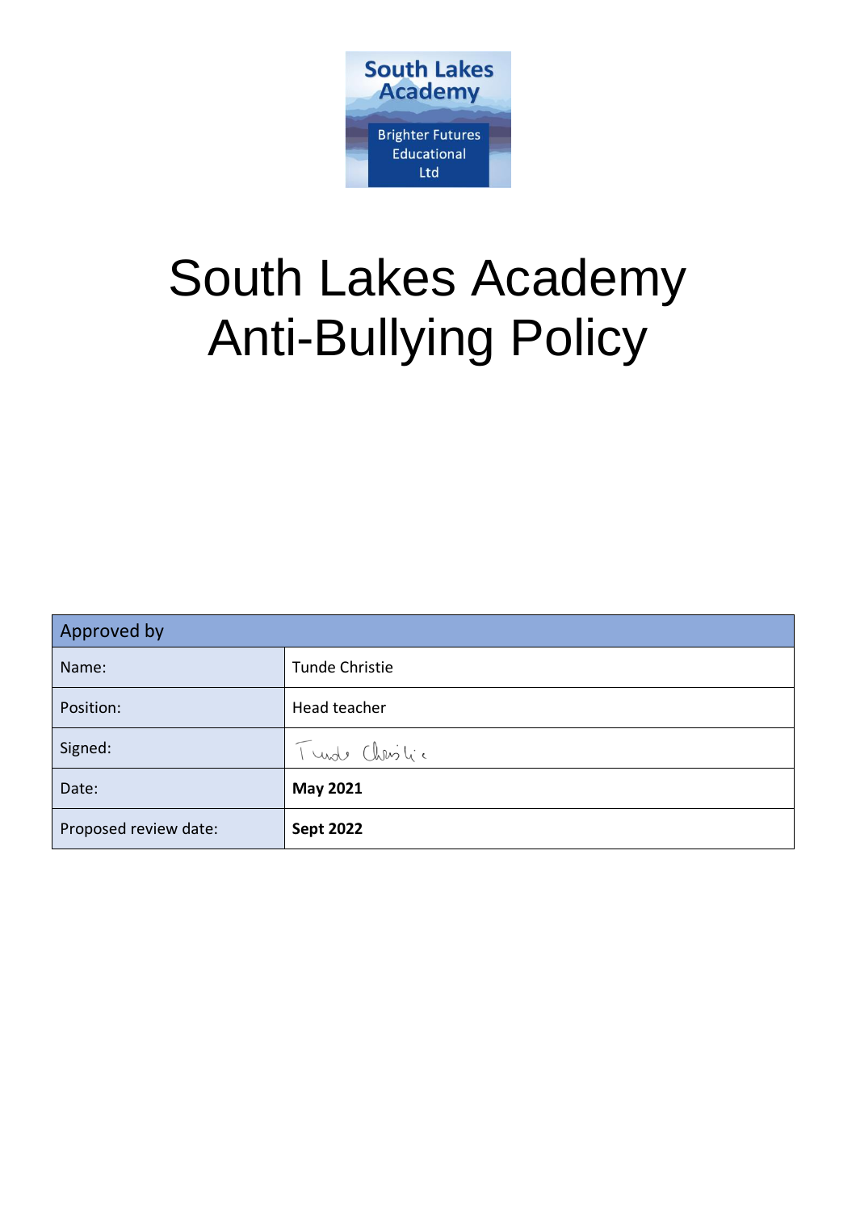South Lakes Academy

Brighter Futures Educational Ltd

# South Lakes Academy Anti-Bullying Policy

| Approved by | |
| --- | --- |
| Name: | Tunde Christie |
| Position: | Head teacher |
| Signed: | Tunde Christie |
| Date: | **May 2021** |
| Proposed review date: | **Sept 2022** |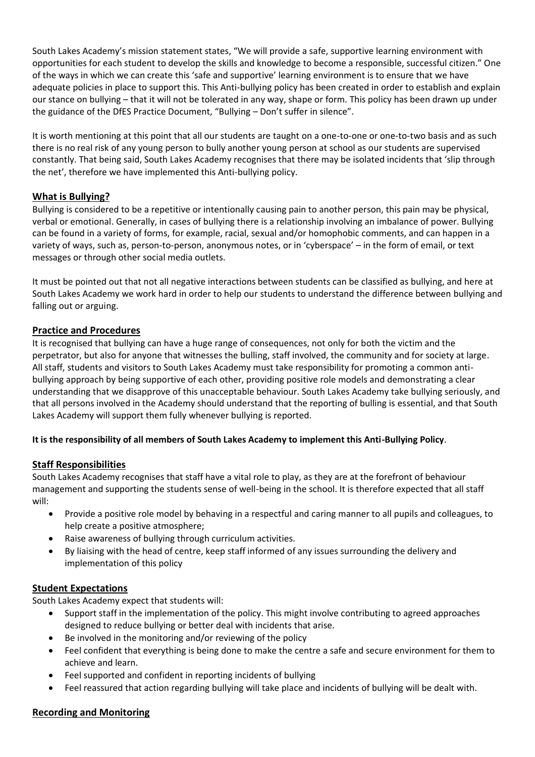South Lakes Academy's mission statement states, "We will provide a safe, supportive learning environment with opportunities for each student to develop the skills and knowledge to become a responsible, successful citizen." One of the ways in which we can create this 'safe and supportive' learning environment is to ensure that we have adequate policies in place to support this. This Anti-bullying policy has been created in order to establish and explain our stance on bullying – that it will not be tolerated in any way, shape or form. This policy has been drawn up under the guidance of the DfES Practice Document, "Bullying – Don't suffer in silence".

It is worth mentioning at this point that all our students are taught on a one-to-one or one-to-two basis and as such there is no real risk of any young person to bully another young person at school as our students are supervised constantly. That being said, South Lakes Academy recognises that there may be isolated incidents that 'slip through the net', therefore we have implemented this Anti-bullying policy.

## What is Bullying?

Bullying is considered to be a repetitive or intentionally causing pain to another person, this pain may be physical, verbal or emotional. Generally, in cases of bullying there is a relationship involving an imbalance of power. Bullying can be found in a variety of forms, for example, racial, sexual and/or homophobic comments, and can happen in a variety of ways, such as, person-to-person, anonymous notes, or in 'cyberspace' – in the form of email, or text messages or through other social media outlets.

It must be pointed out that not all negative interactions between students can be classified as bullying, and here at South Lakes Academy we work hard in order to help our students to understand the difference between bullying and falling out or arguing.

## Practice and Procedures

It is recognised that bullying can have a huge range of consequences, not only for both the victim and the perpetrator, but also for anyone that witnesses the bulling, staff involved, the community and for society at large. All staff, students and visitors to South Lakes Academy must take responsibility for promoting a common anti-bullying approach by being supportive of each other, providing positive role models and demonstrating a clear understanding that we disapprove of this unacceptable behaviour. South Lakes Academy take bullying seriously, and that all persons involved in the Academy should understand that the reporting of bulling is essential, and that South Lakes Academy will support them fully whenever bullying is reported.

**It is the responsibility of all members of South Lakes Academy to implement this Anti-Bullying Policy**.

## Staff Responsibilities

South Lakes Academy recognises that staff have a vital role to play, as they are at the forefront of behaviour management and supporting the students sense of well-being in the school. It is therefore expected that all staff will:

- Provide a positive role model by behaving in a respectful and caring manner to all pupils and colleagues, to help create a positive atmosphere;
- Raise awareness of bullying through curriculum activities.
- By liaising with the head of centre, keep staff informed of any issues surrounding the delivery and implementation of this policy

## Student Expectations

South Lakes Academy expect that students will:

- Support staff in the implementation of the policy. This might involve contributing to agreed approaches designed to reduce bullying or better deal with incidents that arise.
- Be involved in the monitoring and/or reviewing of the policy
- Feel confident that everything is being done to make the centre a safe and secure environment for them to achieve and learn.
- Feel supported and confident in reporting incidents of bullying
- Feel reassured that action regarding bullying will take place and incidents of bullying will be dealt with.

## Recording and Monitoring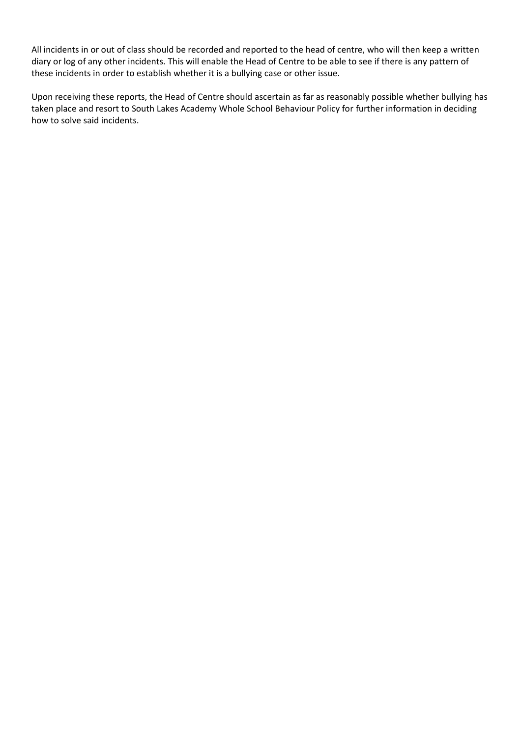All incidents in or out of class should be recorded and reported to the head of centre, who will then keep a written diary or log of any other incidents. This will enable the Head of Centre to be able to see if there is any pattern of these incidents in order to establish whether it is a bullying case or other issue.

Upon receiving these reports, the Head of Centre should ascertain as far as reasonably possible whether bullying has taken place and resort to South Lakes Academy Whole School Behaviour Policy for further information in deciding how to solve said incidents.